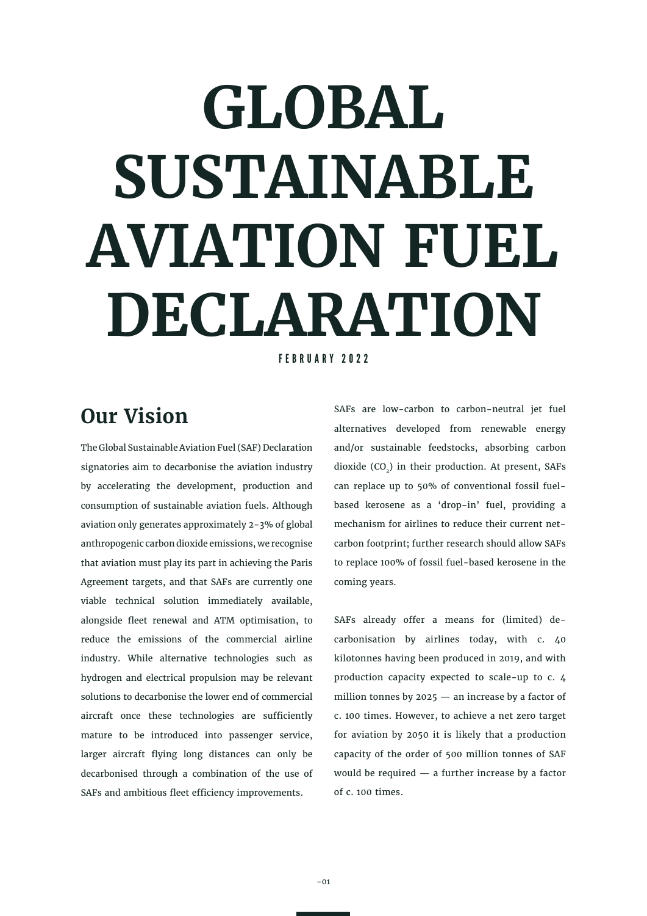# GLOBAL SUSTAINABLE AVIATION FUEL DECLARATION

FEBRUARY 2022

## Our Vision

The Global Sustainable Aviation Fuel (SAF) Declaration signatories aim to decarbonise the aviation industry by accelerating the development, production and consumption of sustainable aviation fuels. Although aviation only generates approximately 2-3% of global anthropogenic carbon dioxide emissions, we recognise that aviation must play its part in achieving the Paris Agreement targets, and that SAFs are currently one viable technical solution immediately available, alongside fleet renewal and ATM optimisation, to reduce the emissions of the commercial airline industry. While alternative technologies such as hydrogen and electrical propulsion may be relevant solutions to decarbonise the lower end of commercial aircraft once these technologies are sufficiently mature to be introduced into passenger service, larger aircraft flying long distances can only be decarbonised through a combination of the use of SAFs and ambitious fleet efficiency improvements.

SAFs are low-carbon to carbon-neutral jet fuel alternatives developed from renewable energy and/or sustainable feedstocks, absorbing carbon dioxide ($CO_2$) in their production. At present, SAFs can replace up to 50% of conventional fossil fuel-based kerosene as a 'drop-in' fuel, providing a mechanism for airlines to reduce their current net-carbon footprint; further research should allow SAFs to replace 100% of fossil fuel-based kerosene in the coming years.

SAFs already offer a means for (limited) de-carbonisation by airlines today, with c. 40 kilotonnes having been produced in 2019, and with production capacity expected to scale-up to c. 4 million tonnes by 2025 — an increase by a factor of c. 100 times. However, to achieve a net zero target for aviation by 2050 it is likely that a production capacity of the order of 500 million tonnes of SAF would be required — a further increase by a factor of c. 100 times.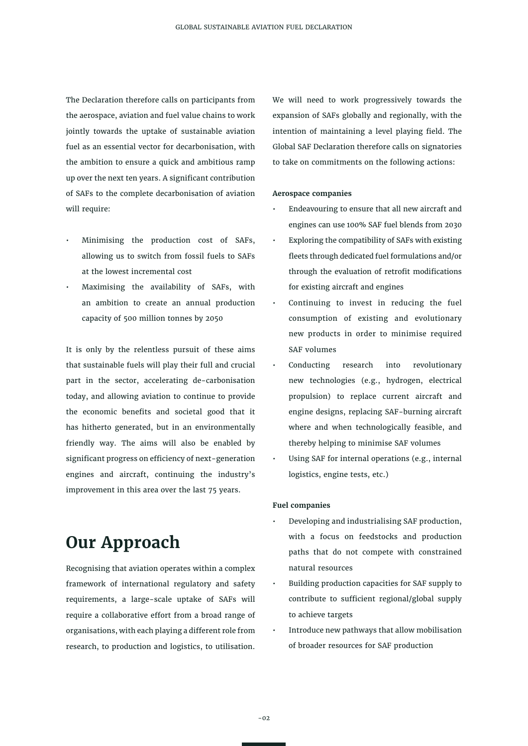The Declaration therefore calls on participants from the aerospace, aviation and fuel value chains to work jointly towards the uptake of sustainable aviation fuel as an essential vector for decarbonisation, with the ambition to ensure a quick and ambitious ramp up over the next ten years. A significant contribution of SAFs to the complete decarbonisation of aviation will require:

- Minimising the production cost of SAFs, allowing us to switch from fossil fuels to SAFs at the lowest incremental cost
- Maximising the availability of SAFs, with an ambition to create an annual production capacity of 500 million tonnes by 2050

It is only by the relentless pursuit of these aims that sustainable fuels will play their full and crucial part in the sector, accelerating de-carbonisation today, and allowing aviation to continue to provide the economic benefits and societal good that it has hitherto generated, but in an environmentally friendly way. The aims will also be enabled by significant progress on efficiency of next-generation engines and aircraft, continuing the industry's improvement in this area over the last 75 years.

# Our Approach

Recognising that aviation operates within a complex framework of international regulatory and safety requirements, a large-scale uptake of SAFs will require a collaborative effort from a broad range of organisations, with each playing a different role from research, to production and logistics, to utilisation.

We will need to work progressively towards the expansion of SAFs globally and regionally, with the intention of maintaining a level playing field. The Global SAF Declaration therefore calls on signatories to take on commitments on the following actions:

**Aerospace companies**

- Endeavouring to ensure that all new aircraft and engines can use 100% SAF fuel blends from 2030
- Exploring the compatibility of SAFs with existing fleets through dedicated fuel formulations and/or through the evaluation of retrofit modifications for existing aircraft and engines
- Continuing to invest in reducing the fuel consumption of existing and evolutionary new products in order to minimise required SAF volumes
- Conducting research into revolutionary new technologies (e.g., hydrogen, electrical propulsion) to replace current aircraft and engine designs, replacing SAF-burning aircraft where and when technologically feasible, and thereby helping to minimise SAF volumes
- Using SAF for internal operations (e.g., internal logistics, engine tests, etc.)

**Fuel companies**

- Developing and industrialising SAF production, with a focus on feedstocks and production paths that do not compete with constrained natural resources
- Building production capacities for SAF supply to contribute to sufficient regional/global supply to achieve targets
- Introduce new pathways that allow mobilisation of broader resources for SAF production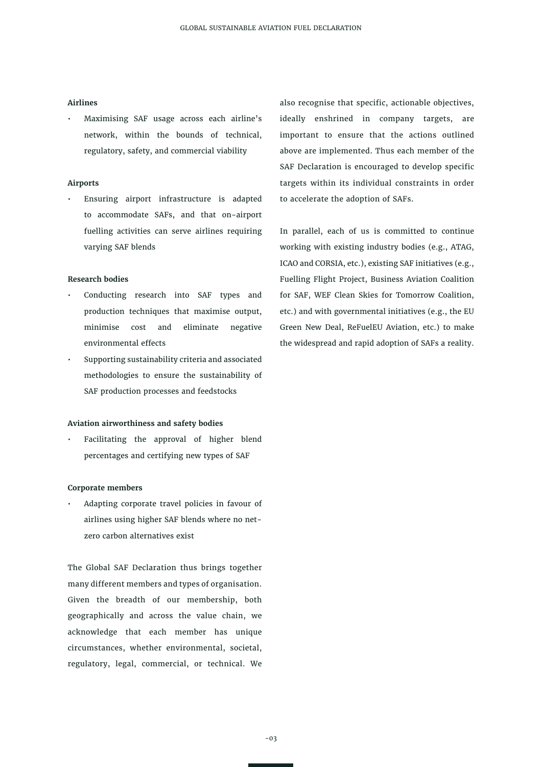**Airlines**

- Maximising SAF usage across each airline's network, within the bounds of technical, regulatory, safety, and commercial viability

**Airports**

- Ensuring airport infrastructure is adapted to accommodate SAFs, and that on-airport fuelling activities can serve airlines requiring varying SAF blends

**Research bodies**

- Conducting research into SAF types and production techniques that maximise output, minimise cost and eliminate negative environmental effects
- Supporting sustainability criteria and associated methodologies to ensure the sustainability of SAF production processes and feedstocks

**Aviation airworthiness and safety bodies**

- Facilitating the approval of higher blend percentages and certifying new types of SAF

**Corporate members**

- Adapting corporate travel policies in favour of airlines using higher SAF blends where no net-zero carbon alternatives exist

The Global SAF Declaration thus brings together many different members and types of organisation. Given the breadth of our membership, both geographically and across the value chain, we acknowledge that each member has unique circumstances, whether environmental, societal, regulatory, legal, commercial, or technical. We also recognise that specific, actionable objectives, ideally enshrined in company targets, are important to ensure that the actions outlined above are implemented. Thus each member of the SAF Declaration is encouraged to develop specific targets within its individual constraints in order to accelerate the adoption of SAFs.

In parallel, each of us is committed to continue working with existing industry bodies (e.g., ATAG, ICAO and CORSIA, etc.), existing SAF initiatives (e.g., Fuelling Flight Project, Business Aviation Coalition for SAF, WEF Clean Skies for Tomorrow Coalition, etc.) and with governmental initiatives (e.g., the EU Green New Deal, ReFuelEU Aviation, etc.) to make the widespread and rapid adoption of SAFs a reality.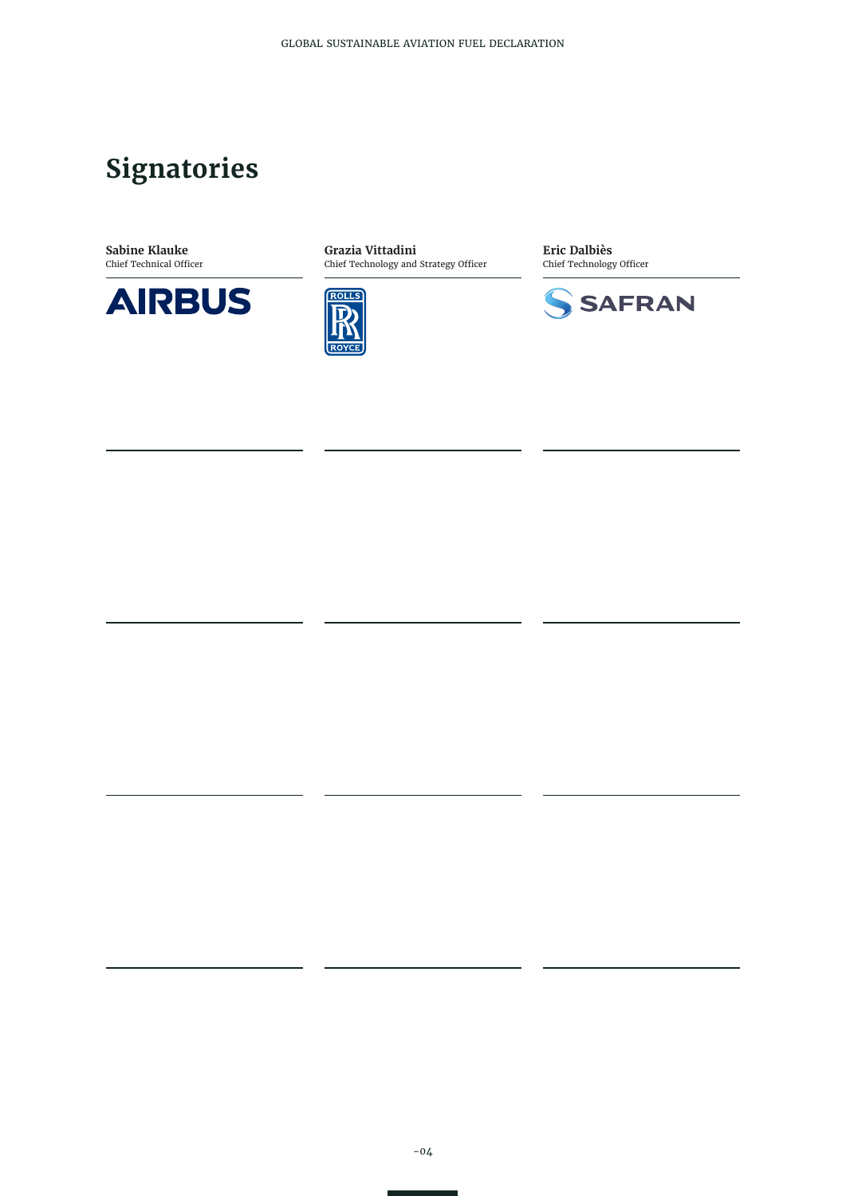# Signatories

**Sabine Klauke**
Chief Technical Officer

AIRBUS

**Grazia Vittadini**
Chief Technology and Strategy Officer

ROLLS ROYCE

**Eric Dalbiès**
Chief Technology Officer

SAFRAN